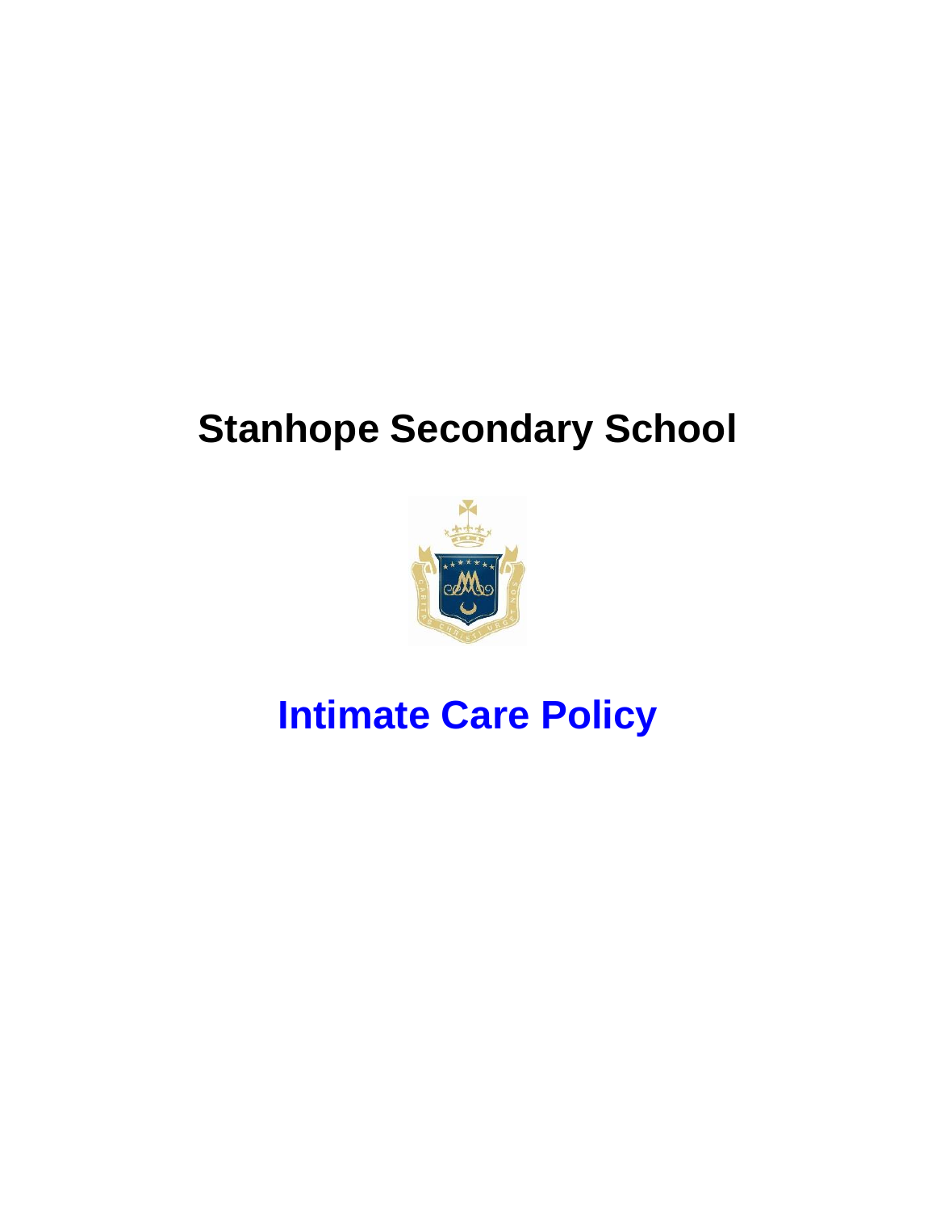# Stanhope Secondary School

# Intimate Care Policy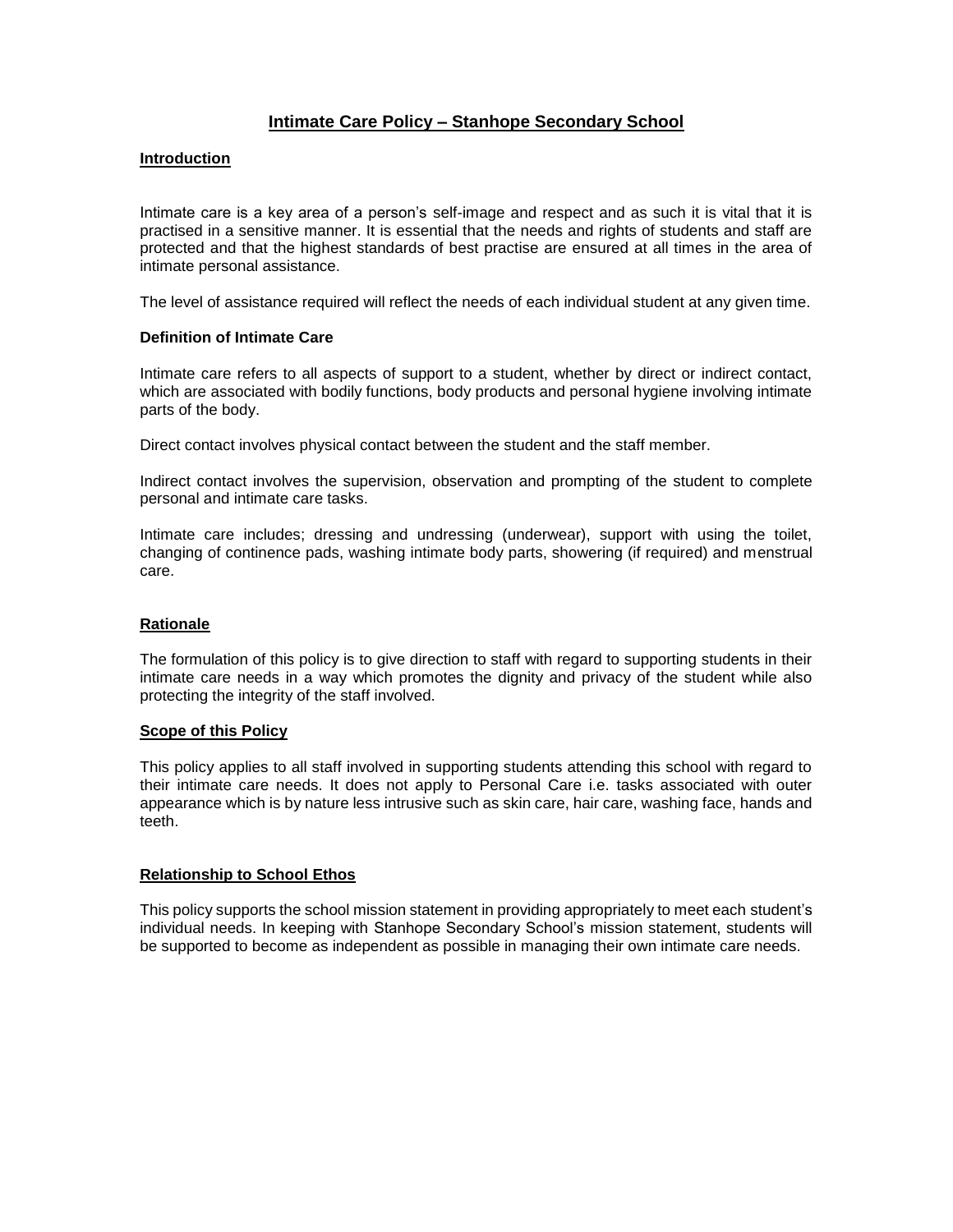# Intimate Care Policy – Stanhope Secondary School

## Introduction

Intimate care is a key area of a person's self-image and respect and as such it is vital that it is practised in a sensitive manner. It is essential that the needs and rights of students and staff are protected and that the highest standards of best practise are ensured at all times in the area of intimate personal assistance.

The level of assistance required will reflect the needs of each individual student at any given time.

### Definition of Intimate Care

Intimate care refers to all aspects of support to a student, whether by direct or indirect contact, which are associated with bodily functions, body products and personal hygiene involving intimate parts of the body.

Direct contact involves physical contact between the student and the staff member.

Indirect contact involves the supervision, observation and prompting of the student to complete personal and intimate care tasks.

Intimate care includes; dressing and undressing (underwear), support with using the toilet, changing of continence pads, washing intimate body parts, showering (if required) and menstrual care.

## Rationale

The formulation of this policy is to give direction to staff with regard to supporting students in their intimate care needs in a way which promotes the dignity and privacy of the student while also protecting the integrity of the staff involved.

## Scope of this Policy

This policy applies to all staff involved in supporting students attending this school with regard to their intimate care needs. It does not apply to Personal Care i.e. tasks associated with outer appearance which is by nature less intrusive such as skin care, hair care, washing face, hands and teeth.

## Relationship to School Ethos

This policy supports the school mission statement in providing appropriately to meet each student's individual needs. In keeping with Stanhope Secondary School's mission statement, students will be supported to become as independent as possible in managing their own intimate care needs.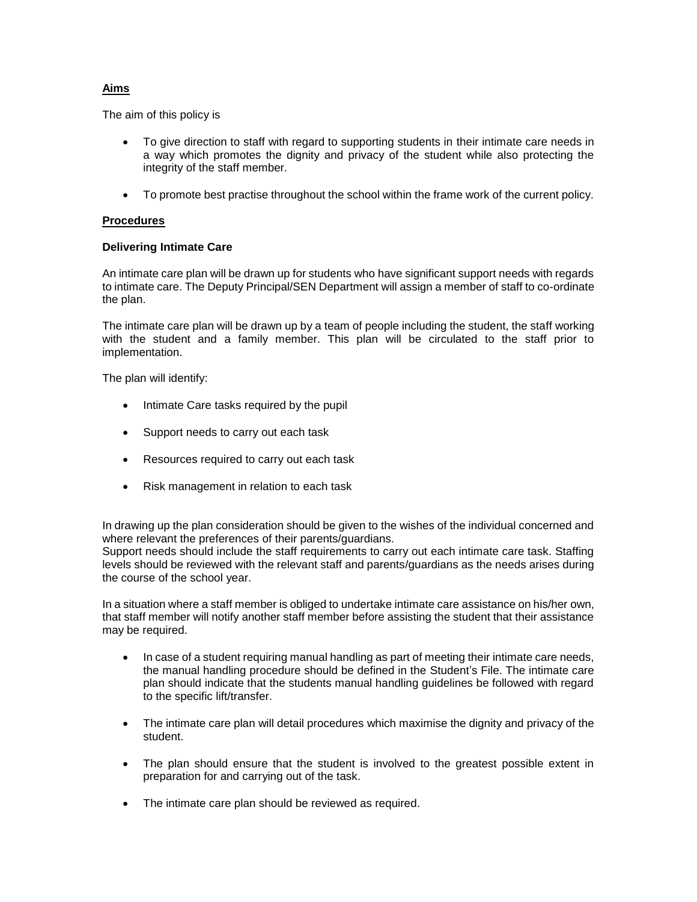## Aims

The aim of this policy is

- To give direction to staff with regard to supporting students in their intimate care needs in a way which promotes the dignity and privacy of the student while also protecting the integrity of the staff member.

- To promote best practise throughout the school within the frame work of the current policy.

## Procedures

### Delivering Intimate Care

An intimate care plan will be drawn up for students who have significant support needs with regards to intimate care. The Deputy Principal/SEN Department will assign a member of staff to co-ordinate the plan.

The intimate care plan will be drawn up by a team of people including the student, the staff working with the student and a family member. This plan will be circulated to the staff prior to implementation.

The plan will identify:

- Intimate Care tasks required by the pupil

- Support needs to carry out each task

- Resources required to carry out each task

- Risk management in relation to each task

In drawing up the plan consideration should be given to the wishes of the individual concerned and where relevant the preferences of their parents/guardians.
Support needs should include the staff requirements to carry out each intimate care task. Staffing levels should be reviewed with the relevant staff and parents/guardians as the needs arises during the course of the school year.

In a situation where a staff member is obliged to undertake intimate care assistance on his/her own, that staff member will notify another staff member before assisting the student that their assistance may be required.

- In case of a student requiring manual handling as part of meeting their intimate care needs, the manual handling procedure should be defined in the Student's File. The intimate care plan should indicate that the students manual handling guidelines be followed with regard to the specific lift/transfer.

- The intimate care plan will detail procedures which maximise the dignity and privacy of the student.

- The plan should ensure that the student is involved to the greatest possible extent in preparation for and carrying out of the task.

- The intimate care plan should be reviewed as required.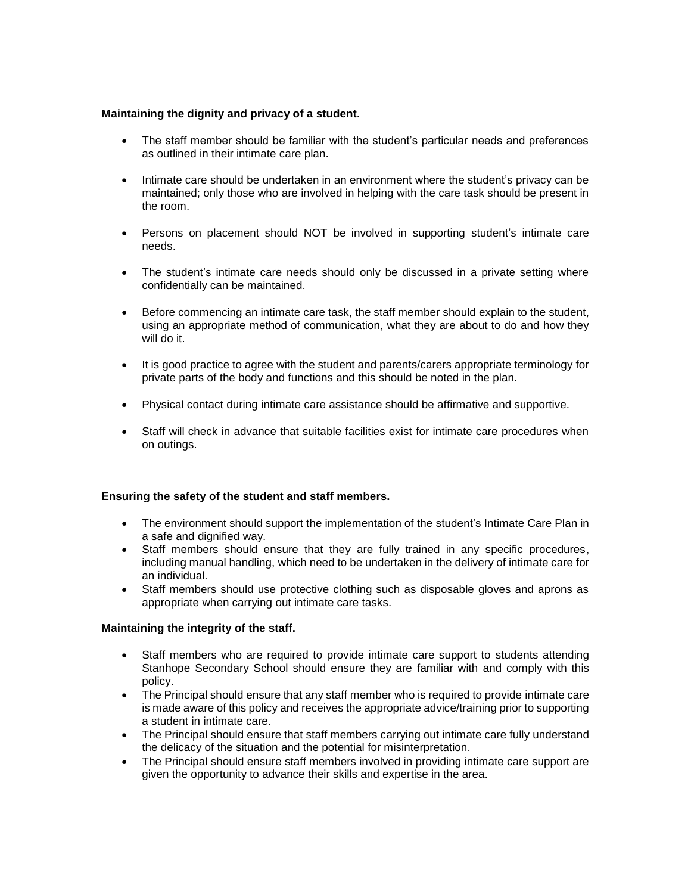**Maintaining the dignity and privacy of a student.**

- The staff member should be familiar with the student's particular needs and preferences as outlined in their intimate care plan.

- Intimate care should be undertaken in an environment where the student's privacy can be maintained; only those who are involved in helping with the care task should be present in the room.

- Persons on placement should NOT be involved in supporting student's intimate care needs.

- The student's intimate care needs should only be discussed in a private setting where confidentially can be maintained.

- Before commencing an intimate care task, the staff member should explain to the student, using an appropriate method of communication, what they are about to do and how they will do it.

- It is good practice to agree with the student and parents/carers appropriate terminology for private parts of the body and functions and this should be noted in the plan.

- Physical contact during intimate care assistance should be affirmative and supportive.

- Staff will check in advance that suitable facilities exist for intimate care procedures when on outings.

**Ensuring the safety of the student and staff members.**

- The environment should support the implementation of the student's Intimate Care Plan in a safe and dignified way.
- Staff members should ensure that they are fully trained in any specific procedures, including manual handling, which need to be undertaken in the delivery of intimate care for an individual.
- Staff members should use protective clothing such as disposable gloves and aprons as appropriate when carrying out intimate care tasks.

**Maintaining the integrity of the staff.**

- Staff members who are required to provide intimate care support to students attending Stanhope Secondary School should ensure they are familiar with and comply with this policy.
- The Principal should ensure that any staff member who is required to provide intimate care is made aware of this policy and receives the appropriate advice/training prior to supporting a student in intimate care.
- The Principal should ensure that staff members carrying out intimate care fully understand the delicacy of the situation and the potential for misinterpretation.
- The Principal should ensure staff members involved in providing intimate care support are given the opportunity to advance their skills and expertise in the area.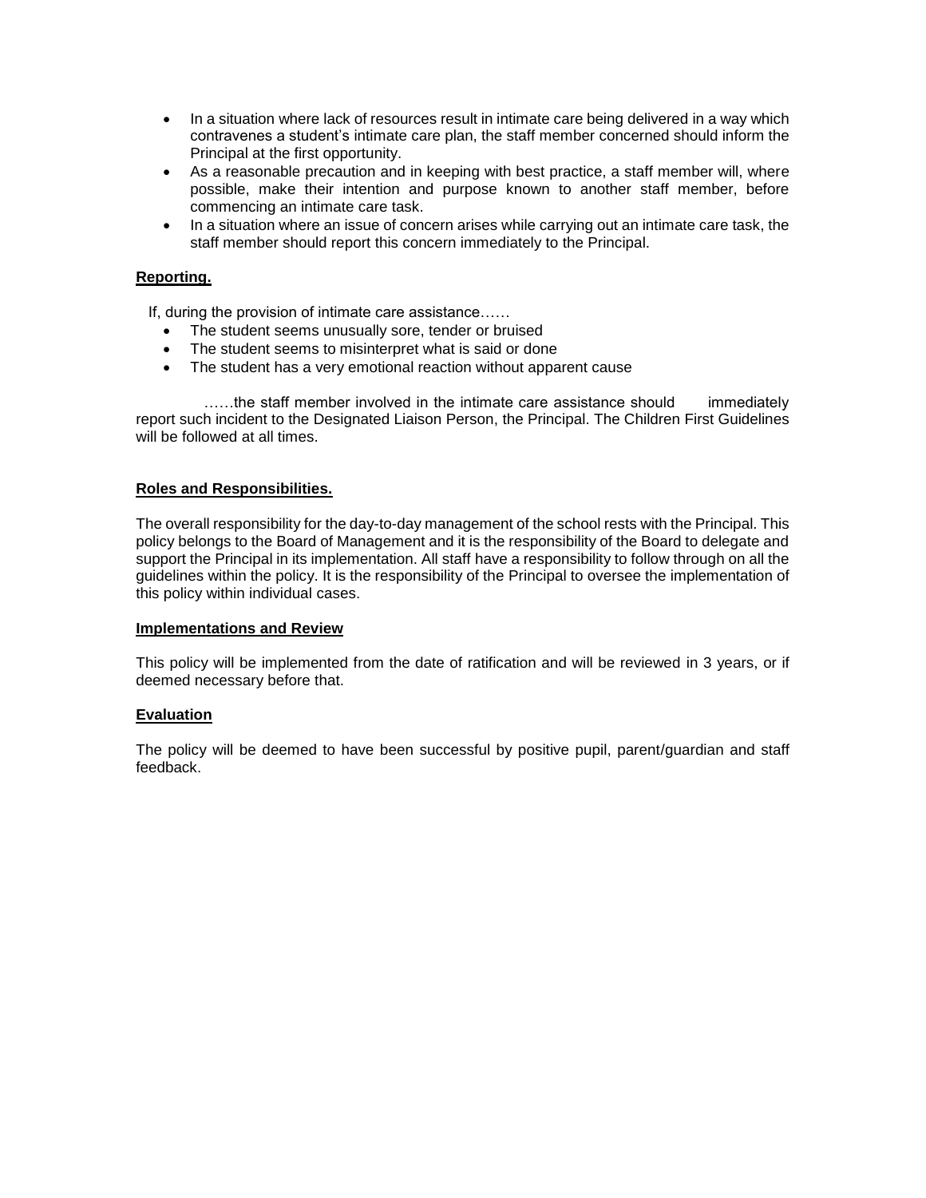- In a situation where lack of resources result in intimate care being delivered in a way which contravenes a student's intimate care plan, the staff member concerned should inform the Principal at the first opportunity.
- As a reasonable precaution and in keeping with best practice, a staff member will, where possible, make their intention and purpose known to another staff member, before commencing an intimate care task.
- In a situation where an issue of concern arises while carrying out an intimate care task, the staff member should report this concern immediately to the Principal.

**Reporting.**

If, during the provision of intimate care assistance……

- The student seems unusually sore, tender or bruised
- The student seems to misinterpret what is said or done
- The student has a very emotional reaction without apparent cause

……the staff member involved in the intimate care assistance should immediately report such incident to the Designated Liaison Person, the Principal. The Children First Guidelines will be followed at all times.

**Roles and Responsibilities.**

The overall responsibility for the day-to-day management of the school rests with the Principal. This policy belongs to the Board of Management and it is the responsibility of the Board to delegate and support the Principal in its implementation. All staff have a responsibility to follow through on all the guidelines within the policy. It is the responsibility of the Principal to oversee the implementation of this policy within individual cases.

**Implementations and Review**

This policy will be implemented from the date of ratification and will be reviewed in 3 years, or if deemed necessary before that.

**Evaluation**

The policy will be deemed to have been successful by positive pupil, parent/guardian and staff feedback.